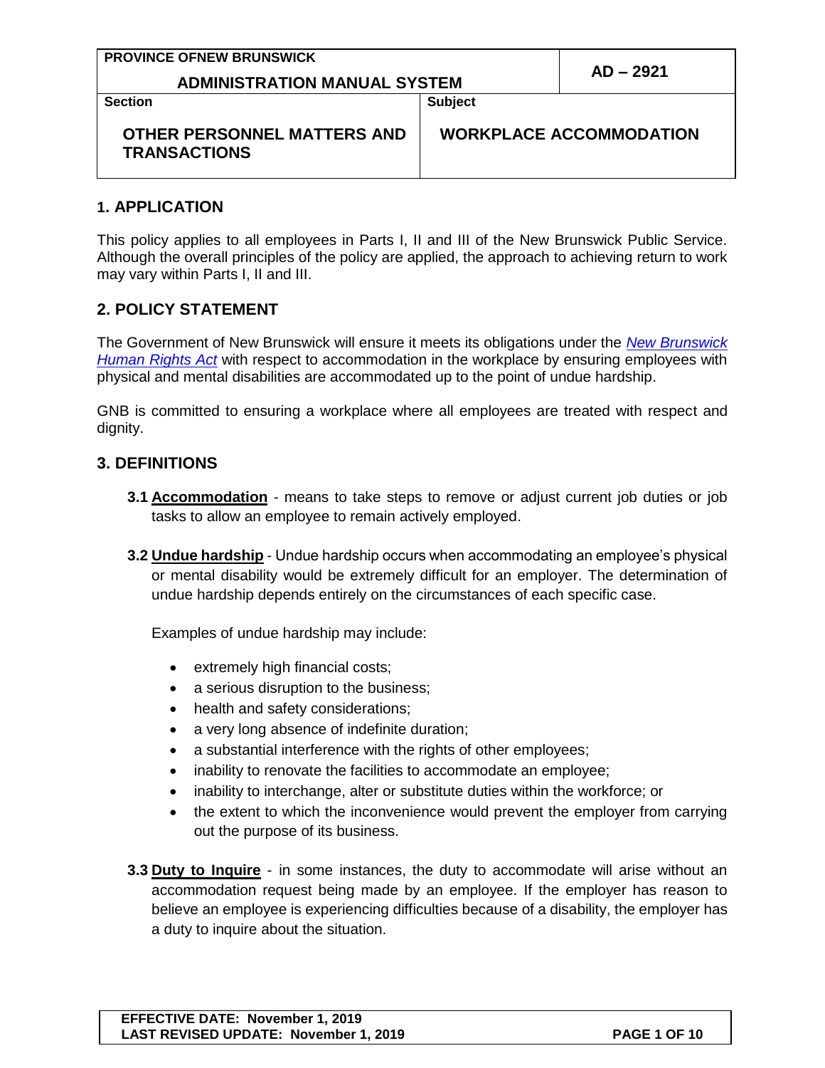| PROVINCE OFNEW BRUNSWICK ADMINISTRATION MANUAL SYSTEM | | AD – 2921 |
|---|---|---|
| **Section** | **Subject** | |
| **OTHER PERSONNEL MATTERS AND TRANSACTIONS** | **WORKPLACE ACCOMMODATION** | |

## 1. APPLICATION

This policy applies to all employees in Parts I, II and III of the New Brunswick Public Service. Although the overall principles of the policy are applied, the approach to achieving return to work may vary within Parts I, II and III.

## 2. POLICY STATEMENT

The Government of New Brunswick will ensure it meets its obligations under the *New Brunswick Human Rights Act* with respect to accommodation in the workplace by ensuring employees with physical and mental disabilities are accommodated up to the point of undue hardship.

GNB is committed to ensuring a workplace where all employees are treated with respect and dignity.

## 3. DEFINITIONS

**3.1 Accommodation** - means to take steps to remove or adjust current job duties or job tasks to allow an employee to remain actively employed.

**3.2 Undue hardship** - Undue hardship occurs when accommodating an employee's physical or mental disability would be extremely difficult for an employer. The determination of undue hardship depends entirely on the circumstances of each specific case.

Examples of undue hardship may include:

- extremely high financial costs;
- a serious disruption to the business;
- health and safety considerations;
- a very long absence of indefinite duration;
- a substantial interference with the rights of other employees;
- inability to renovate the facilities to accommodate an employee;
- inability to interchange, alter or substitute duties within the workforce; or
- the extent to which the inconvenience would prevent the employer from carrying out the purpose of its business.

**3.3 Duty to Inquire** - in some instances, the duty to accommodate will arise without an accommodation request being made by an employee. If the employer has reason to believe an employee is experiencing difficulties because of a disability, the employer has a duty to inquire about the situation.

**EFFECTIVE DATE: November 1, 2019**
**LAST REVISED UPDATE: November 1, 2019**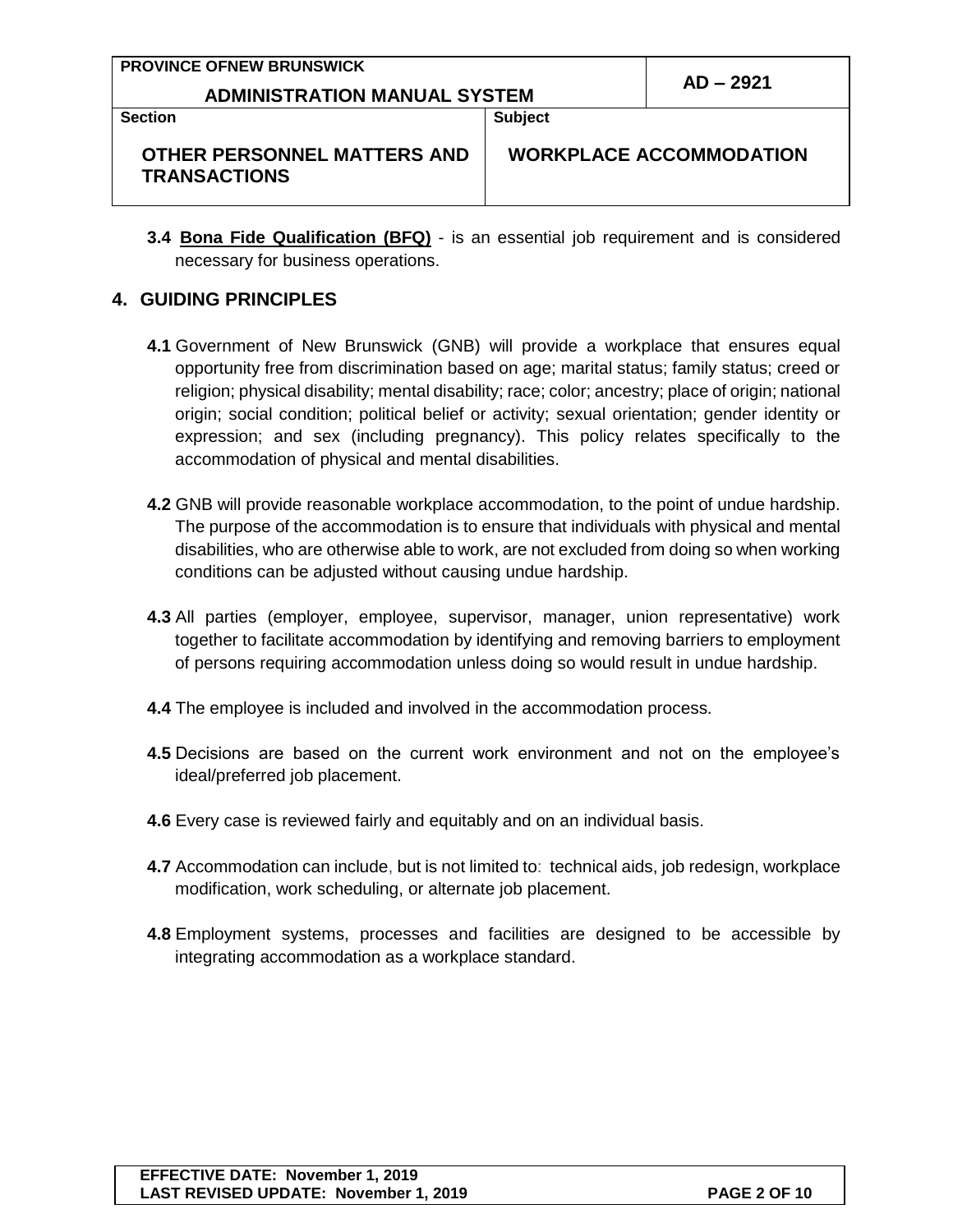**3.4 Bona Fide Qualification (BFQ)** - is an essential job requirement and is considered necessary for business operations.

## 4. GUIDING PRINCIPLES

**4.1** Government of New Brunswick (GNB) will provide a workplace that ensures equal opportunity free from discrimination based on age; marital status; family status; creed or religion; physical disability; mental disability; race; color; ancestry; place of origin; national origin; social condition; political belief or activity; sexual orientation; gender identity or expression; and sex (including pregnancy). This policy relates specifically to the accommodation of physical and mental disabilities.

**4.2** GNB will provide reasonable workplace accommodation, to the point of undue hardship. The purpose of the accommodation is to ensure that individuals with physical and mental disabilities, who are otherwise able to work, are not excluded from doing so when working conditions can be adjusted without causing undue hardship.

**4.3** All parties (employer, employee, supervisor, manager, union representative) work together to facilitate accommodation by identifying and removing barriers to employment of persons requiring accommodation unless doing so would result in undue hardship.

**4.4** The employee is included and involved in the accommodation process.

**4.5** Decisions are based on the current work environment and not on the employee's ideal/preferred job placement.

**4.6** Every case is reviewed fairly and equitably and on an individual basis.

**4.7** Accommodation can include, but is not limited to: technical aids, job redesign, workplace modification, work scheduling, or alternate job placement.

**4.8** Employment systems, processes and facilities are designed to be accessible by integrating accommodation as a workplace standard.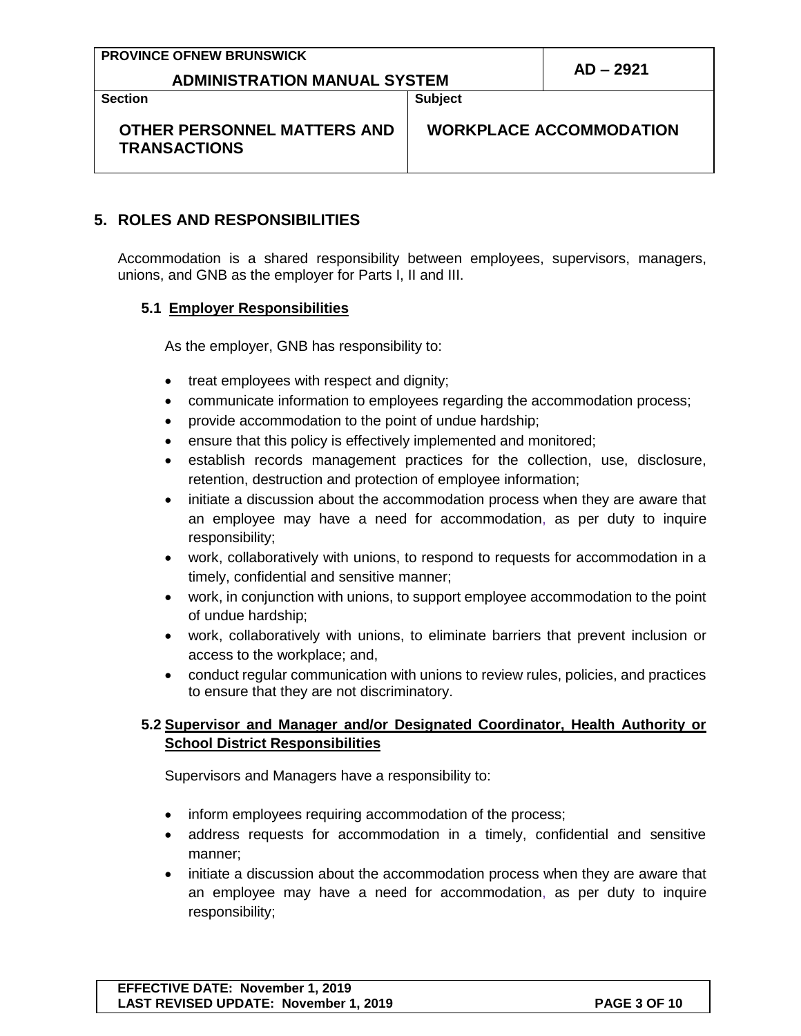## 5. ROLES AND RESPONSIBILITIES

Accommodation is a shared responsibility between employees, supervisors, managers, unions, and GNB as the employer for Parts I, II and III.

### 5.1 Employer Responsibilities

As the employer, GNB has responsibility to:

- treat employees with respect and dignity;
- communicate information to employees regarding the accommodation process;
- provide accommodation to the point of undue hardship;
- ensure that this policy is effectively implemented and monitored;
- establish records management practices for the collection, use, disclosure, retention, destruction and protection of employee information;
- initiate a discussion about the accommodation process when they are aware that an employee may have a need for accommodation, as per duty to inquire responsibility;
- work, collaboratively with unions, to respond to requests for accommodation in a timely, confidential and sensitive manner;
- work, in conjunction with unions, to support employee accommodation to the point of undue hardship;
- work, collaboratively with unions, to eliminate barriers that prevent inclusion or access to the workplace; and,
- conduct regular communication with unions to review rules, policies, and practices to ensure that they are not discriminatory.

### 5.2 Supervisor and Manager and/or Designated Coordinator, Health Authority or School District Responsibilities

Supervisors and Managers have a responsibility to:

- inform employees requiring accommodation of the process;
- address requests for accommodation in a timely, confidential and sensitive manner;
- initiate a discussion about the accommodation process when they are aware that an employee may have a need for accommodation, as per duty to inquire responsibility;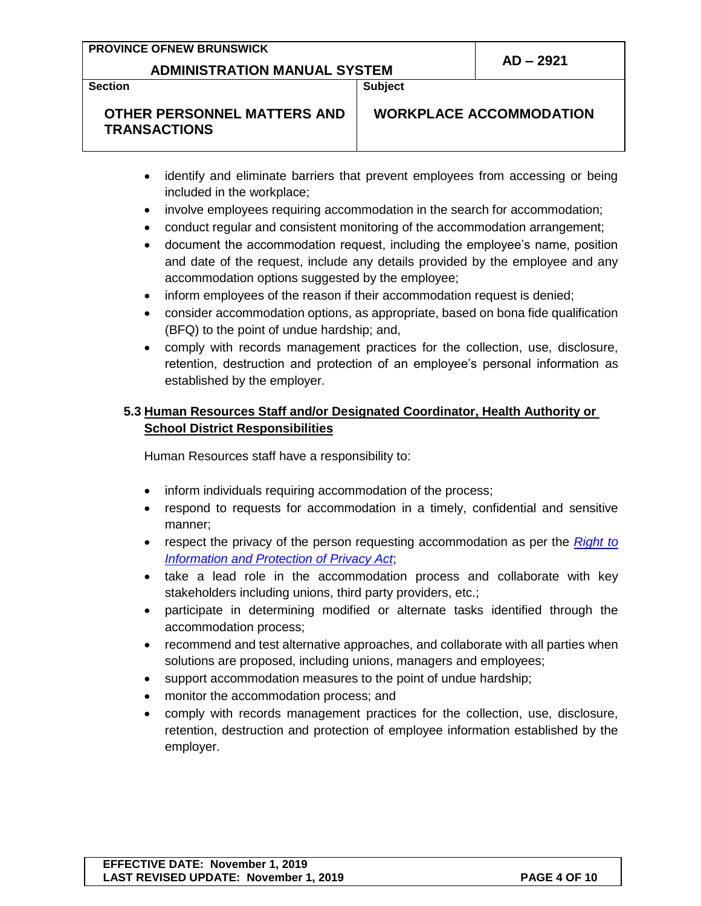- identify and eliminate barriers that prevent employees from accessing or being included in the workplace;
- involve employees requiring accommodation in the search for accommodation;
- conduct regular and consistent monitoring of the accommodation arrangement;
- document the accommodation request, including the employee's name, position and date of the request, include any details provided by the employee and any accommodation options suggested by the employee;
- inform employees of the reason if their accommodation request is denied;
- consider accommodation options, as appropriate, based on bona fide qualification (BFQ) to the point of undue hardship; and,
- comply with records management practices for the collection, use, disclosure, retention, destruction and protection of an employee's personal information as established by the employer.

### 5.3 Human Resources Staff and/or Designated Coordinator, Health Authority or School District Responsibilities

Human Resources staff have a responsibility to:

- inform individuals requiring accommodation of the process;
- respond to requests for accommodation in a timely, confidential and sensitive manner;
- respect the privacy of the person requesting accommodation as per the *Right to Information and Protection of Privacy Act*;
- take a lead role in the accommodation process and collaborate with key stakeholders including unions, third party providers, etc.;
- participate in determining modified or alternate tasks identified through the accommodation process;
- recommend and test alternative approaches, and collaborate with all parties when solutions are proposed, including unions, managers and employees;
- support accommodation measures to the point of undue hardship;
- monitor the accommodation process; and
- comply with records management practices for the collection, use, disclosure, retention, destruction and protection of employee information established by the employer.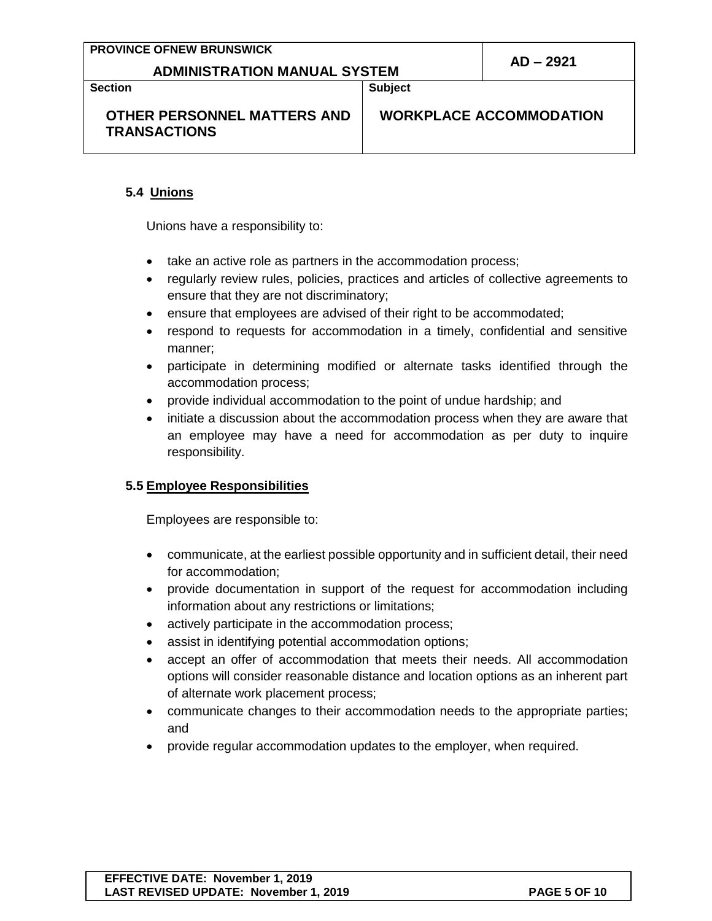### 5.4 Unions

Unions have a responsibility to:

- take an active role as partners in the accommodation process;
- regularly review rules, policies, practices and articles of collective agreements to ensure that they are not discriminatory;
- ensure that employees are advised of their right to be accommodated;
- respond to requests for accommodation in a timely, confidential and sensitive manner;
- participate in determining modified or alternate tasks identified through the accommodation process;
- provide individual accommodation to the point of undue hardship; and
- initiate a discussion about the accommodation process when they are aware that an employee may have a need for accommodation as per duty to inquire responsibility.

### 5.5 Employee Responsibilities

Employees are responsible to:

- communicate, at the earliest possible opportunity and in sufficient detail, their need for accommodation;
- provide documentation in support of the request for accommodation including information about any restrictions or limitations;
- actively participate in the accommodation process;
- assist in identifying potential accommodation options;
- accept an offer of accommodation that meets their needs. All accommodation options will consider reasonable distance and location options as an inherent part of alternate work placement process;
- communicate changes to their accommodation needs to the appropriate parties; and
- provide regular accommodation updates to the employer, when required.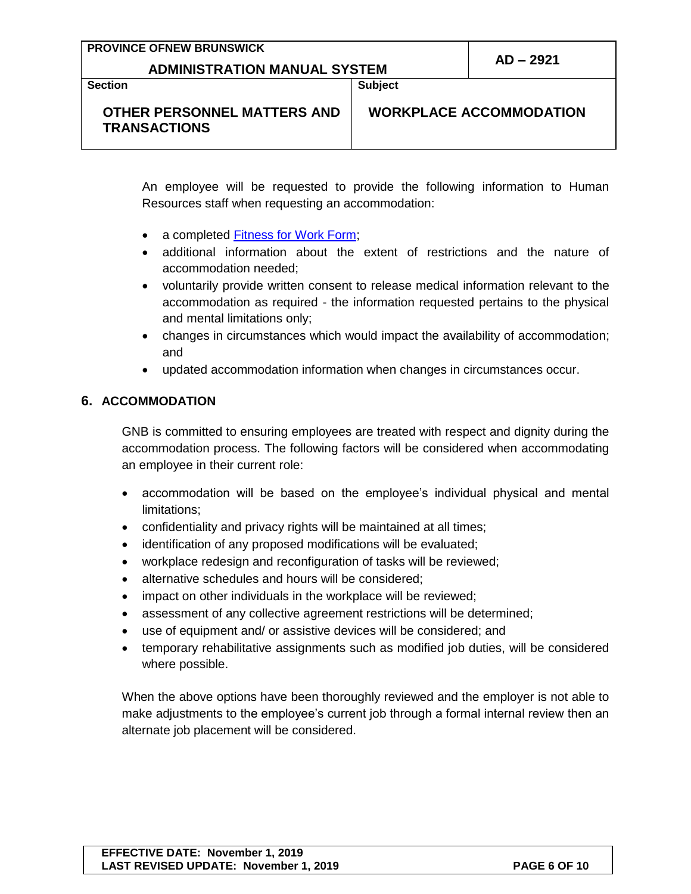An employee will be requested to provide the following information to Human Resources staff when requesting an accommodation:

- a completed [Fitness for Work Form];
- additional information about the extent of restrictions and the nature of accommodation needed;
- voluntarily provide written consent to release medical information relevant to the accommodation as required - the information requested pertains to the physical and mental limitations only;
- changes in circumstances which would impact the availability of accommodation; and
- updated accommodation information when changes in circumstances occur.

## 6. ACCOMMODATION

GNB is committed to ensuring employees are treated with respect and dignity during the accommodation process. The following factors will be considered when accommodating an employee in their current role:

- accommodation will be based on the employee's individual physical and mental limitations;
- confidentiality and privacy rights will be maintained at all times;
- identification of any proposed modifications will be evaluated;
- workplace redesign and reconfiguration of tasks will be reviewed;
- alternative schedules and hours will be considered;
- impact on other individuals in the workplace will be reviewed;
- assessment of any collective agreement restrictions will be determined;
- use of equipment and/ or assistive devices will be considered; and
- temporary rehabilitative assignments such as modified job duties, will be considered where possible.

When the above options have been thoroughly reviewed and the employer is not able to make adjustments to the employee's current job through a formal internal review then an alternate job placement will be considered.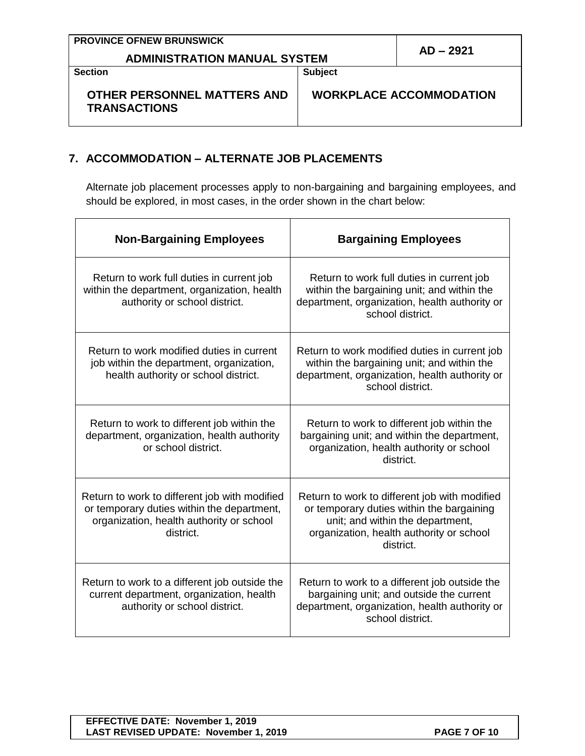## 7. ACCOMMODATION – ALTERNATE JOB PLACEMENTS

Alternate job placement processes apply to non-bargaining and bargaining employees, and should be explored, in most cases, in the order shown in the chart below:

| Non-Bargaining Employees | Bargaining Employees |
| --- | --- |
| Return to work full duties in current job within the department, organization, health authority or school district. | Return to work full duties in current job within the bargaining unit; and within the department, organization, health authority or school district. |
| Return to work modified duties in current job within the department, organization, health authority or school district. | Return to work modified duties in current job within the bargaining unit; and within the department, organization, health authority or school district. |
| Return to work to different job within the department, organization, health authority or school district. | Return to work to different job within the bargaining unit; and within the department, organization, health authority or school district. |
| Return to work to different job with modified or temporary duties within the department, organization, health authority or school district. | Return to work to different job with modified or temporary duties within the bargaining unit; and within the department, organization, health authority or school district. |
| Return to work to a different job outside the current department, organization, health authority or school district. | Return to work to a different job outside the bargaining unit; and outside the current department, organization, health authority or school district. |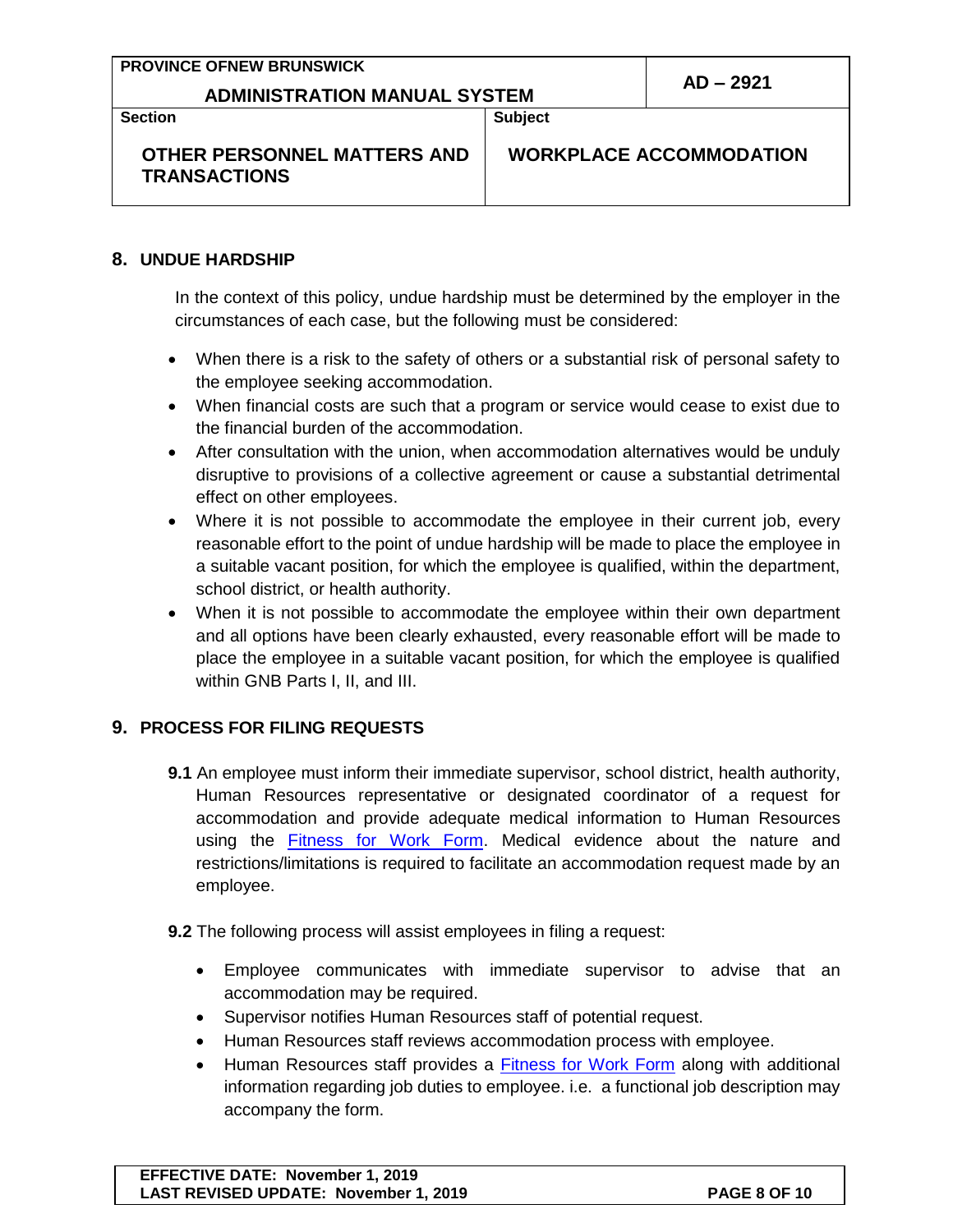## 8. UNDUE HARDSHIP

In the context of this policy, undue hardship must be determined by the employer in the circumstances of each case, but the following must be considered:

- When there is a risk to the safety of others or a substantial risk of personal safety to the employee seeking accommodation.
- When financial costs are such that a program or service would cease to exist due to the financial burden of the accommodation.
- After consultation with the union, when accommodation alternatives would be unduly disruptive to provisions of a collective agreement or cause a substantial detrimental effect on other employees.
- Where it is not possible to accommodate the employee in their current job, every reasonable effort to the point of undue hardship will be made to place the employee in a suitable vacant position, for which the employee is qualified, within the department, school district, or health authority.
- When it is not possible to accommodate the employee within their own department and all options have been clearly exhausted, every reasonable effort will be made to place the employee in a suitable vacant position, for which the employee is qualified within GNB Parts I, II, and III.

## 9. PROCESS FOR FILING REQUESTS

**9.1** An employee must inform their immediate supervisor, school district, health authority, Human Resources representative or designated coordinator of a request for accommodation and provide adequate medical information to Human Resources using the Fitness for Work Form. Medical evidence about the nature and restrictions/limitations is required to facilitate an accommodation request made by an employee.

**9.2** The following process will assist employees in filing a request:

- Employee communicates with immediate supervisor to advise that an accommodation may be required.
- Supervisor notifies Human Resources staff of potential request.
- Human Resources staff reviews accommodation process with employee.
- Human Resources staff provides a Fitness for Work Form along with additional information regarding job duties to employee. i.e. a functional job description may accompany the form.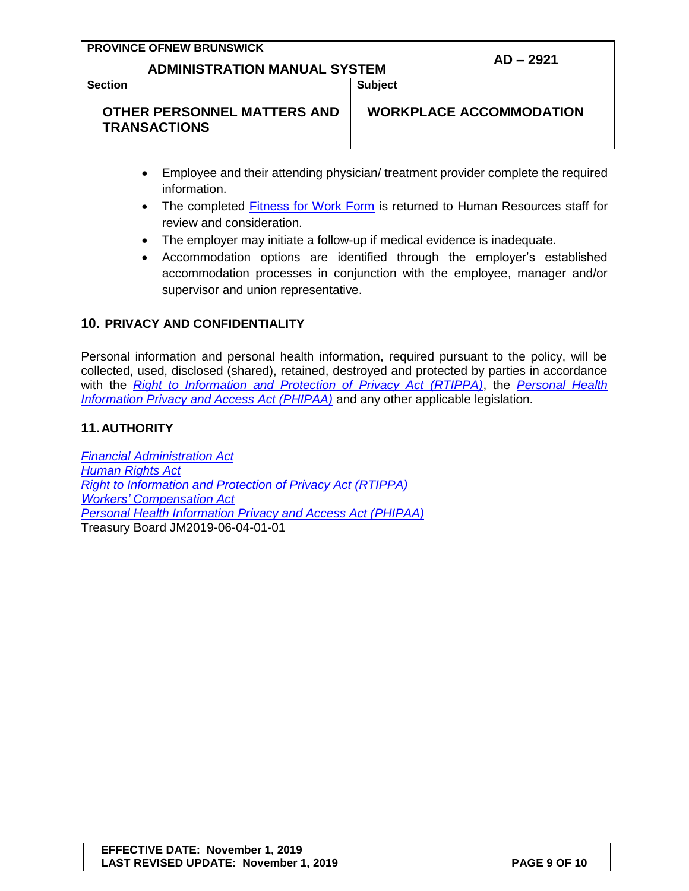- Employee and their attending physician/ treatment provider complete the required information.
- The completed Fitness for Work Form is returned to Human Resources staff for review and consideration.
- The employer may initiate a follow-up if medical evidence is inadequate.
- Accommodation options are identified through the employer's established accommodation processes in conjunction with the employee, manager and/or supervisor and union representative.

## 10. PRIVACY AND CONFIDENTIALITY

Personal information and personal health information, required pursuant to the policy, will be collected, used, disclosed (shared), retained, destroyed and protected by parties in accordance with the *Right to Information and Protection of Privacy Act (RTIPPA)*, the *Personal Health Information Privacy and Access Act (PHIPAA)* and any other applicable legislation.

## 11. AUTHORITY

*Financial Administration Act*
*Human Rights Act*
*Right to Information and Protection of Privacy Act (RTIPPA)*
*Workers' Compensation Act*
*Personal Health Information Privacy and Access Act (PHIPAA)*
Treasury Board JM2019-06-04-01-01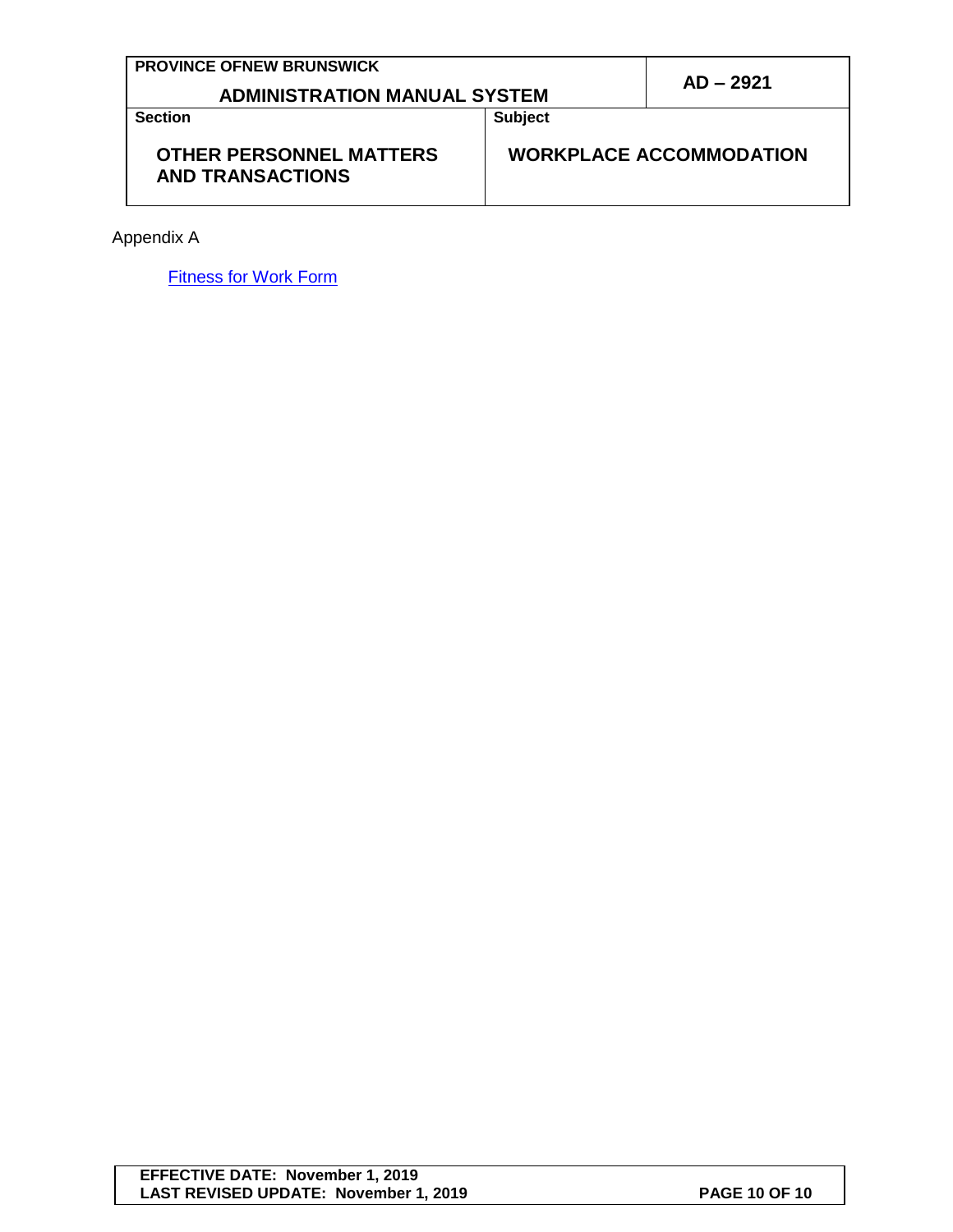Appendix A

[Fitness for Work Form]